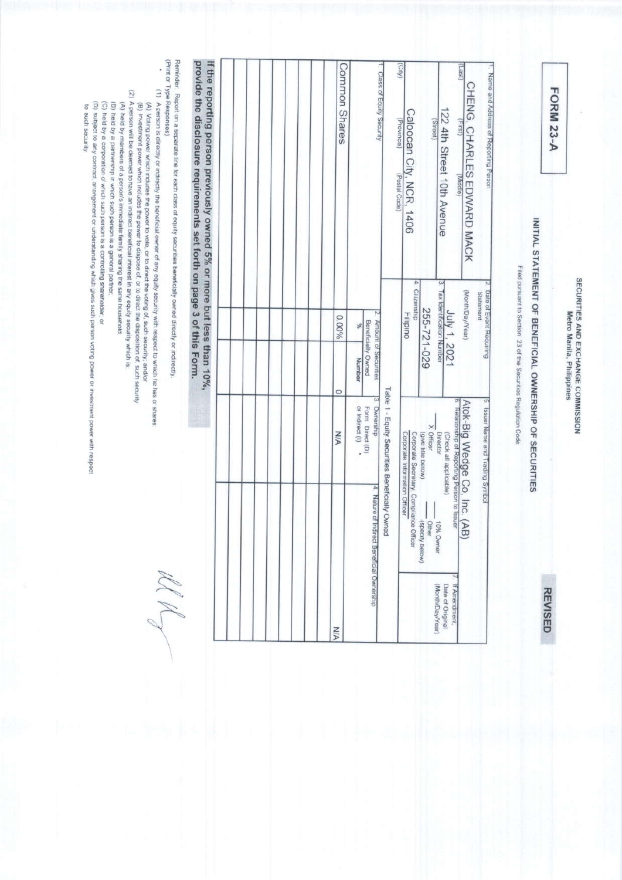# FORM 23-A

**REVISED**

SECURITIES AND EXCHANGE COMMISSION
Metro Manila, Philippines

## INITIAL STATEMENT OF BENEFICIAL OWNERSHIP OF SECURITIES

Filed pursuant to Section 23 of the Securities Regulation Code

| 1. Name and Address of Reporting Person | 2. Date of Event Requiring Statement (Month/Day/Year) | 5. Issuer Name and Trading Symbol | |
|---|---|---|---|
| CHENG CHARLES EDWARD MACK (Last) (First) (Middle) | July 1, 2021 | Atok-Big Wedge Co., Inc. (AB) | |
| 122 4th Street 10th Avenue (Street) | 3. Tax Identification Number 255-721-029 | 6. Relationship of Reporting Person to Issuer (Check all applicable) ___ Director ___ 10% Owner X Officer (give title below) ___ Other (specify below) Corporate Secretary, Compliance Officer Corporate Information Officer | 7. If Amendment, Date of Original (Month/Day/Year) |
| Caloocan City, NCR, 1406 (City) (Province) (Postal Code) | 4. Citizenship Filipino | | |

Table 1 - Equity Securities Beneficially Owned

| 1. Class of Equity Security | 2. Amount of Securities Beneficially Owned | | 3. Ownership Form: Direct (D) or Indirect (I) * | 4. Nature of Indirect Beneficial Ownership |
|---|---|---|---|---|
| | % | Number | | |
| Common Shares | 0.00% | 0 | N/A | N/A |
| | | | | |
| | | | | |
| | | | | |
| | | | | |
| | | | | |
| | | | | |
| | | | | |
| | | | | |
| | | | | |

**If the reporting person previously owned 5% or more but less than 10%, provide the disclosure requirements set forth on page 3 of this Form.**

Reminder: Report on a separate line for each class of equity securities beneficially owned directly or indirectly.
(Print or Type Responses)

\* (1) A person is directly or indirectly the beneficial owner of any equity security with respect to which he has or shares:
(A) Voting power which includes the power to vote, or to direct the voting of, such security; and/or
(B) Investment power which includes the power to dispose of, or to direct the disposition of, such security.
(2) A person will be deemed to have an indirect beneficial interest in any equity security which is:
(A) held by members of a person's immediate family sharing the same household;
(B) held by a partnership in which such person is a general partner;
(C) held by a corporation of which such person is a controlling shareholder; or
(D) subject to any contract, arrangement or understanding which gives such person voting power or investment power with respect to such security.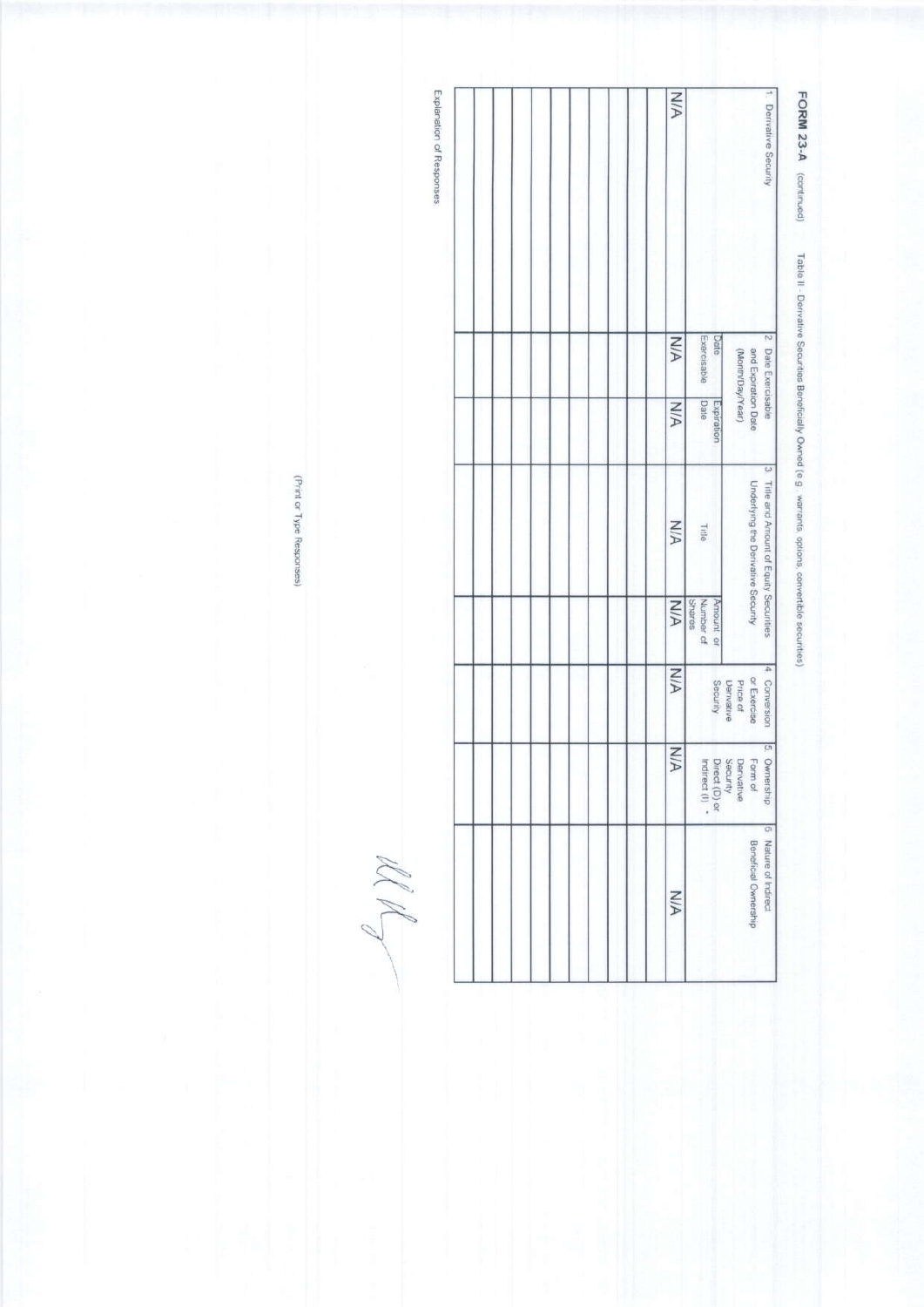**FORM 23-A** (continued) Table II - Derivative Securities Beneficially Owned (e.g. warrants, options, convertible securities)

| 1. Derivative Security | 2. Date Exercisable and Expiration Date (Month/Day/Year) | | 3. Title and Amount of Equity Securities Underlying the Derivative Security | | 4. Conversion or Exercise Price of Derivative Security | 5. Ownership Form of Derivative Security Direct (D) or Indirect (I) * | 6. Nature of Indirect Beneficial Ownership |
|---|---|---|---|---|---|---|---|
| | Date Exercisable | Expiration Date | Title | Amount or Number of Shares | | | |
| N/A | N/A | N/A | N/A | N/A | N/A | N/A | N/A |
| | | | | | | | |
| | | | | | | | |
| | | | | | | | |
| | | | | | | | |
| | | | | | | | |
| | | | | | | | |
| | | | | | | | |
| | | | | | | | |
| | | | | | | | |
| | | | | | | | |

Explanation of Responses

(Print or Type Responses)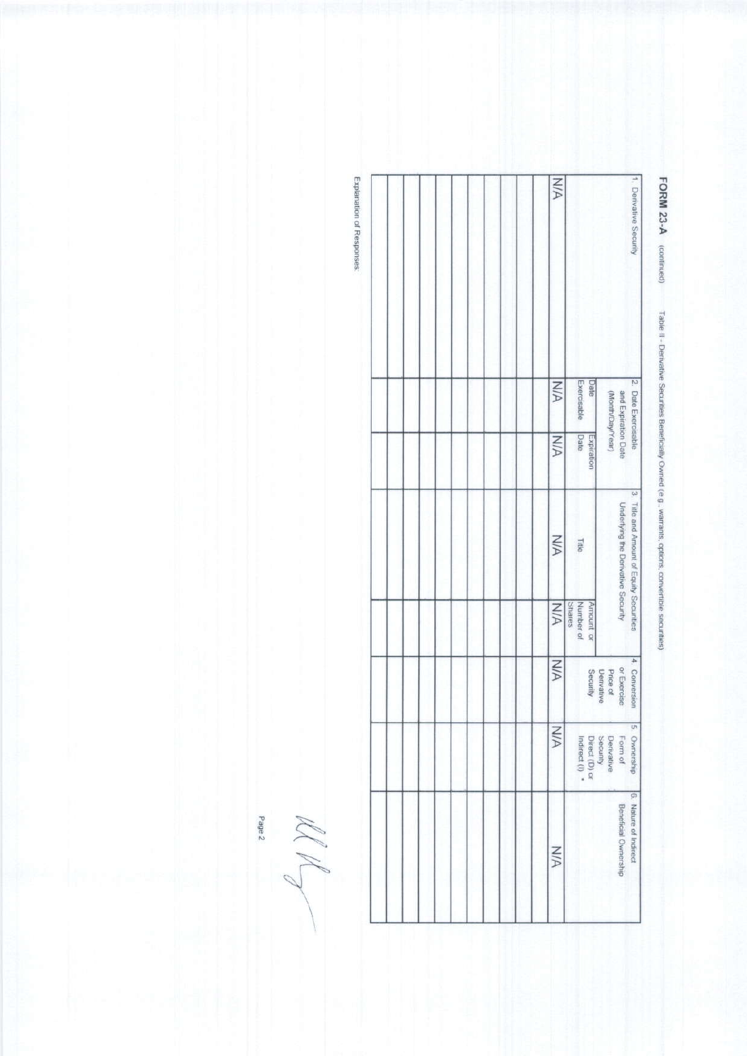**FORM 23-A** (continued) Table II - Derivative Securities Beneficially Owned (e.g. warrants, options, convertible securities)

| 1. Derivative Security | 2. Date Exercisable and Expiration Date (Month/Day/Year) | | 3. Title and Amount of Equity Securities Underlying the Derivative Security | | 4. Conversion or Exercise Price of Derivative Security | 5. Ownership Form of Derivative Security Direct (D) or Indirect (I) * | 6. Nature of Indirect Beneficial Ownership |
|---|---|---|---|---|---|---|---|
| | Date Exercisable | Expiration Date | Title | Amount or Number of Shares | | | |
| N/A | N/A | N/A | N/A | N/A | N/A | N/A | N/A |
| | | | | | | | |
| | | | | | | | |
| | | | | | | | |
| | | | | | | | |
| | | | | | | | |
| | | | | | | | |
| | | | | | | | |
| | | | | | | | |

Explanation of Responses: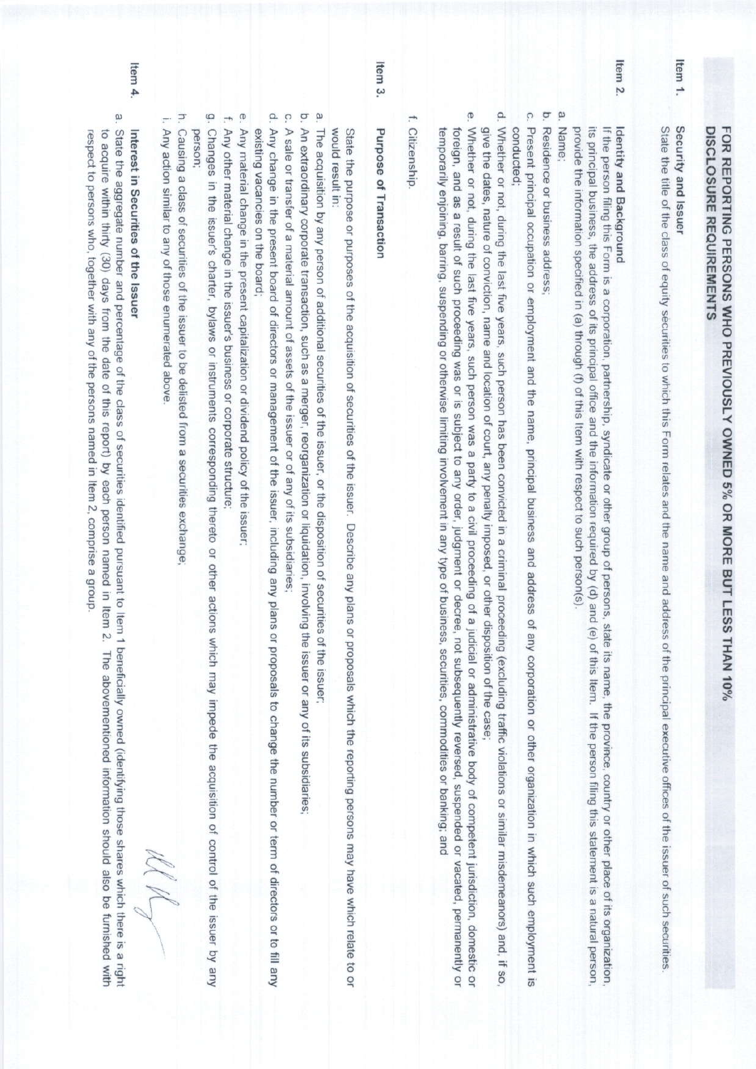# FOR REPORTING PERSONS WHO PREVIOUSLY OWNED 5% OR MORE BUT LESS THAN 10% DISCLOSURE REQUIREMENTS

**Item 1. Security and Issuer**

State the title of the class of equity securities to which this Form relates and the name and address of the principal executive offices of the issuer of such securities.

**Item 2. Identity and Background**

If the person filing this Form is a corporation, partnership, syndicate or other group of persons, state its name, the province, country or other place of its organization, its principal business, the address of its principal office and the information required by (d) and (e) of this Item. If the person filing this statement is a natural person, provide the information specified in (a) through (f) of this Item with respect to such person(s).

a. Name;

b. Residence or business address;

c. Present principal occupation or employment and the name, principal business and address of any corporation or other organization in which such employment is conducted;

d. Whether or not, during the last five years, such person has been convicted in a criminal proceeding (excluding traffic violations or similar misdemeanors) and, if so, give the dates, nature of conviction, name and location of court, any penalty imposed, or other disposition of the case;

e. Whether or not, during the last five years, such person was a party to a civil proceeding of a judicial or administrative body of competent jurisdiction, domestic or foreign, and as a result of such proceeding was or is subject to any order, judgment or decree, not subsequently reversed, suspended or vacated, permanently or temporarily enjoining, barring, suspending or otherwise limiting involvement in any type of business, securities, commodities or banking; and

f. Citizenship.

**Item 3. Purpose of Transaction**

State the purpose or purposes of the acquisition of securities of the issuer. Describe any plans or proposals which the reporting persons may have which relate to or would result in:

a. The acquisition by any person of additional securities of the issuer, or the disposition of securities of the issuer;

b. An extraordinary corporate transaction, such as a merger, reorganization or liquidation, involving the issuer or any of its subsidiaries;

c. A sale or transfer of a material amount of assets of the issuer or of any of its subsidiaries;

d. Any change in the present board of directors or management of the issuer, including any plans or proposals to change the number or term of directors or to fill any existing vacancies on the board;

e. Any material change in the present capitalization or dividend policy of the issuer;

f. Any other material change in the issuer's business or corporate structure;

g. Changes in the issuer's charter, bylaws or instruments corresponding thereto or other actions which may impede the acquisition of control of the issuer by any person;

h. Causing a class of securities of the issuer to be delisted from a securities exchange;

i. Any action similar to any of those enumerated above.

**Item 4. Interest in Securities of the Issuer**

a. State the aggregate number and percentage of the class of securities identified pursuant to Item 1 beneficially owned (identifying those shares which there is a right to acquire within thirty (30) days from the date of this report) by each person named in Item 2. The abovementioned information should also be furnished with respect to persons who, together with any of the persons named in Item 2, comprise a group.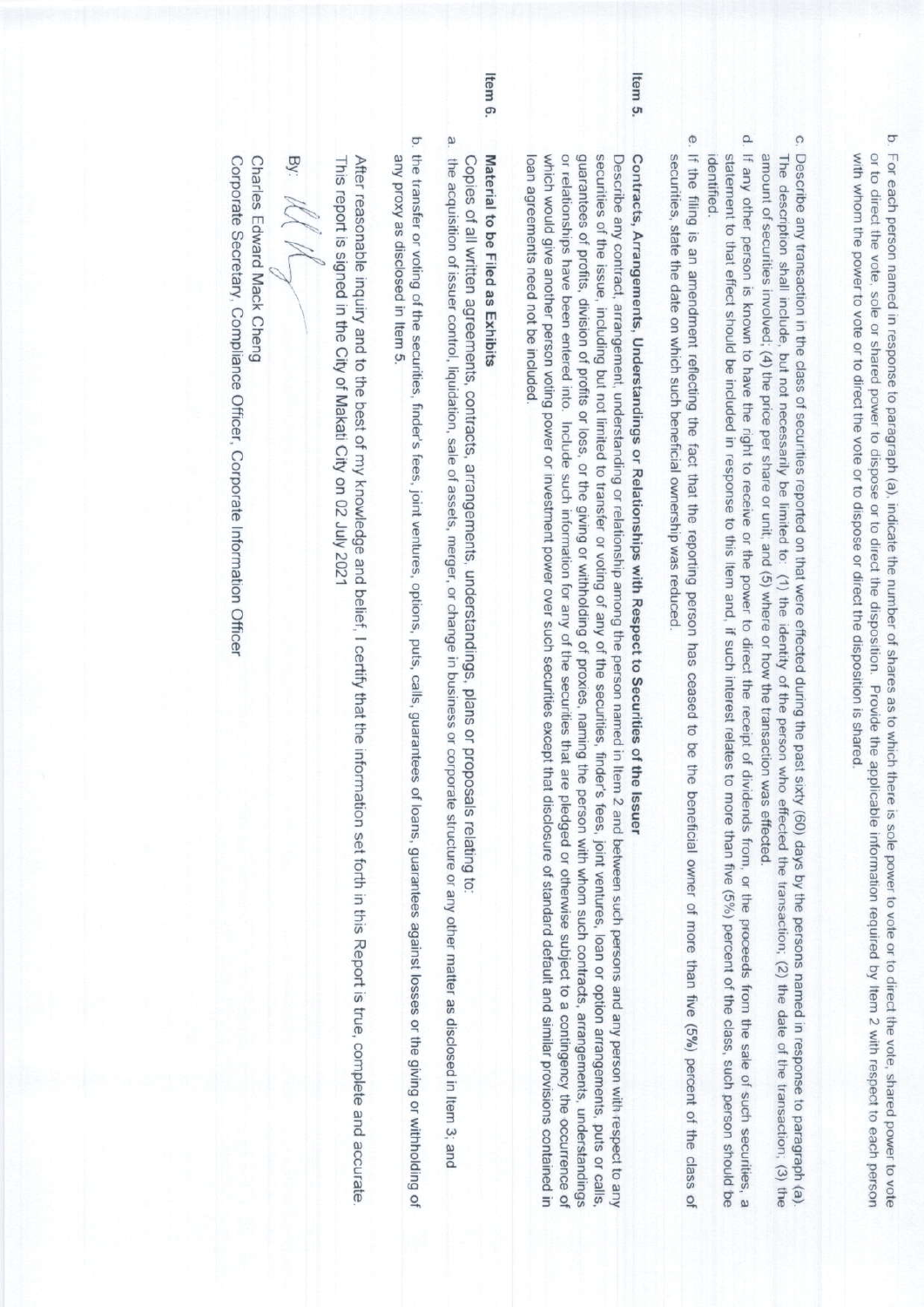b. For each person named in response to paragraph (a), indicate the number of shares as to which there is sole power to vote or to direct the vote, shared power to vote or to direct the vote, sole or shared power to dispose or to direct the disposition. Provide the applicable information required by Item 2 with respect to each person with whom the power to vote or to direct the vote or to dispose or direct the disposition is shared.

c. Describe any transaction in the class of securities reported on that were effected during the past sixty (60) days by the persons named in response to paragraph (a). The description shall include, but not necessarily be limited to: (1) the identity of the person who effected the transaction; (2) the date of the transaction; (3) the amount of securities involved; (4) the price per share or unit; and (5) where or how the transaction was effected.

d. If any other person is known to have the right to receive or the power to direct the receipt of dividends from, or the proceeds from the sale of such securities, a statement to that effect should be included in response to this Item and, if such interest relates to more than five (5%) percent of the class, such person should be identified.

e. If the filing is an amendment reflecting the fact that the reporting person has ceased to be the beneficial owner of more than five (5%) percent of the class of securities, state the date on which such beneficial ownership was reduced.

**Item 5. Contracts, Arrangements, Understandings or Relationships with Respect to Securities of the Issuer**

Describe any contract, arrangement, understanding or relationship among the person named in Item 2 and between such persons and any person with respect to any securities of the issue, including but not limited to transfer or voting of any of the securities, finder's fees, joint ventures, loan or option arrangements, puts or calls, guarantees of profits, division of profits or loss, or the giving or withholding of proxies, naming the person with whom such contracts, arrangements, understandings or relationships have been entered into. Include such information for any of the securities that are pledged or otherwise subject to a contingency the occurrence of which would give another person voting power or investment power over such securities except that disclosure of standard default and similar provisions contained in loan agreements need not be included.

**Item 6. Material to be Filed as Exhibits**

Copies of all written agreements, contracts, arrangements, understandings, plans or proposals relating to:

a. the acquisition of issuer control, liquidation, sale of assets, merger, or change in business or corporate structure or any other matter as disclosed in Item 3; and

b. the transfer or voting of the securities, finder's fees, joint ventures, options, puts, calls, guarantees of loans, guarantees against losses or the giving or withholding of any proxy as disclosed in Item 5.

After reasonable inquiry and to the best of my knowledge and belief, I certify that the information set forth in this Report is true, complete and accurate. This report is signed in the City of Makati City on 02 July 2021

By:

Charles Edward Mack Cheng
Corporate Secretary, Compliance Officer, Corporate Information Officer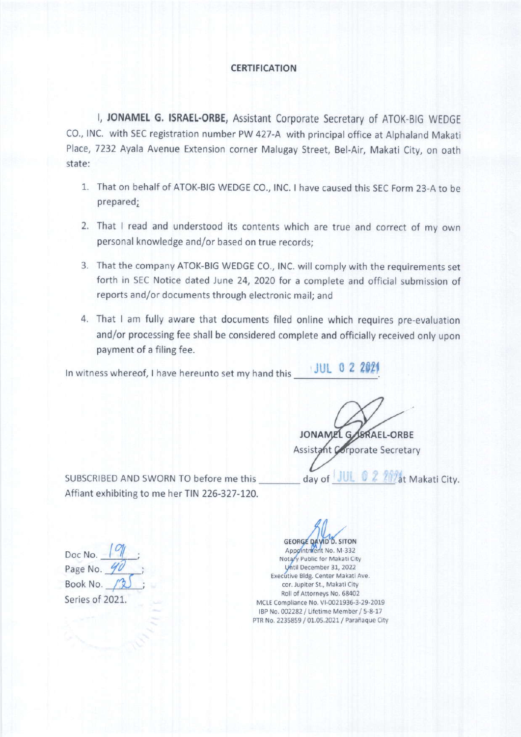# CERTIFICATION

I, **JONAMEL G. ISRAEL-ORBE,** Assistant Corporate Secretary of ATOK-BIG WEDGE CO., INC. with SEC registration number PW 427-A with principal office at Alphaland Makati Place, 7232 Ayala Avenue Extension corner Malugay Street, Bel-Air, Makati City, on oath state:

1. That on behalf of ATOK-BIG WEDGE CO., INC. I have caused this SEC Form 23-A to be prepared;
2. That I read and understood its contents which are true and correct of my own personal knowledge and/or based on true records;
3. That the company ATOK-BIG WEDGE CO., INC. will comply with the requirements set forth in SEC Notice dated June 24, 2020 for a complete and official submission of reports and/or documents through electronic mail; and
4. That I am fully aware that documents filed online which requires pre-evaluation and/or processing fee shall be considered complete and officially received only upon payment of a filing fee.

In witness whereof, I have hereunto set my hand this JUL 0 2 2021.

JONAMEL G. ISRAEL-ORBE
Assistant Corporate Secretary

SUBSCRIBED AND SWORN TO before me this ________ day of JUL 0 2 2021 at Makati City. Affiant exhibiting to me her TIN 226-327-120.

Doc No. 191;
Page No. 40;
Book No. 135;
Series of 2021.

GEORGE DAVID D. SITON
Appointment No. M-332
Notary Public for Makati City
Until December 31, 2022
Executive Bldg. Center Makati Ave.
cor. Jupiter St., Makati City
Roll of Attorneys No. 68402
MCLE Compliance No. VI-0021936-3-29-2019
IBP No. 002282 / Lifetime Member / 5-8-17
PTR No. 2235859 / 01.05.2021 / Parañaque City